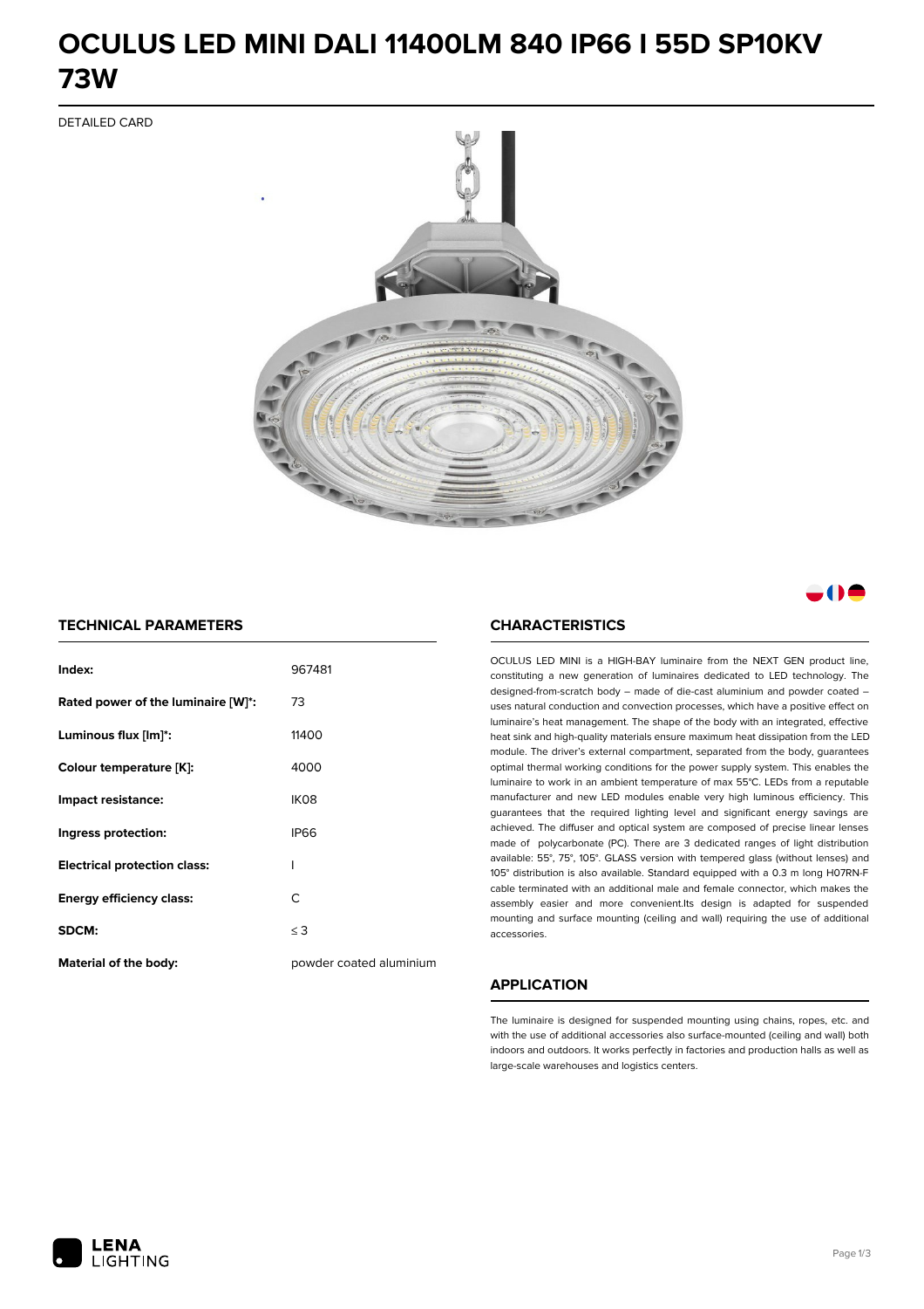# OCULUS LED MINI DALI 11400LM 840 IP66 I 55D SP10KV 73W

DETAILED CARD

## TECHNICAL PARAMETERS

| | |
|---|---|
| **Index:** | 967481 |
| **Rated power of the luminaire [W]*:** | 73 |
| **Luminous flux [lm]*:** | 11400 |
| **Colour temperature [K]:** | 4000 |
| **Impact resistance:** | IK08 |
| **Ingress protection:** | IP66 |
| **Electrical protection class:** | I |
| **Energy efficiency class:** | C |
| **SDCM:** | ≤ 3 |
| **Material of the body:** | powder coated aluminium |

## CHARACTERISTICS

OCULUS LED MINI is a HIGH-BAY luminaire from the NEXT GEN product line, constituting a new generation of luminaires dedicated to LED technology. The designed-from-scratch body – made of die-cast aluminium and powder coated – uses natural conduction and convection processes, which have a positive effect on luminaire's heat management. The shape of the body with an integrated, effective heat sink and high-quality materials ensure maximum heat dissipation from the LED module. The driver's external compartment, separated from the body, guarantees optimal thermal working conditions for the power supply system. This enables the luminaire to work in an ambient temperature of max 55°C. LEDs from a reputable manufacturer and new LED modules enable very high luminous efficiency. This guarantees that the required lighting level and significant energy savings are achieved. The diffuser and optical system are composed of precise linear lenses made of polycarbonate (PC). There are 3 dedicated ranges of light distribution available: 55°, 75°, 105°. GLASS version with tempered glass (without lenses) and 105° distribution is also available. Standard equipped with a 0.3 m long H07RN-F cable terminated with an additional male and female connector, which makes the assembly easier and more convenient.Its design is adapted for suspended mounting and surface mounting (ceiling and wall) requiring the use of additional accessories.

## APPLICATION

The luminaire is designed for suspended mounting using chains, ropes, etc. and with the use of additional accessories also surface-mounted (ceiling and wall) both indoors and outdoors. It works perfectly in factories and production halls as well as large-scale warehouses and logistics centers.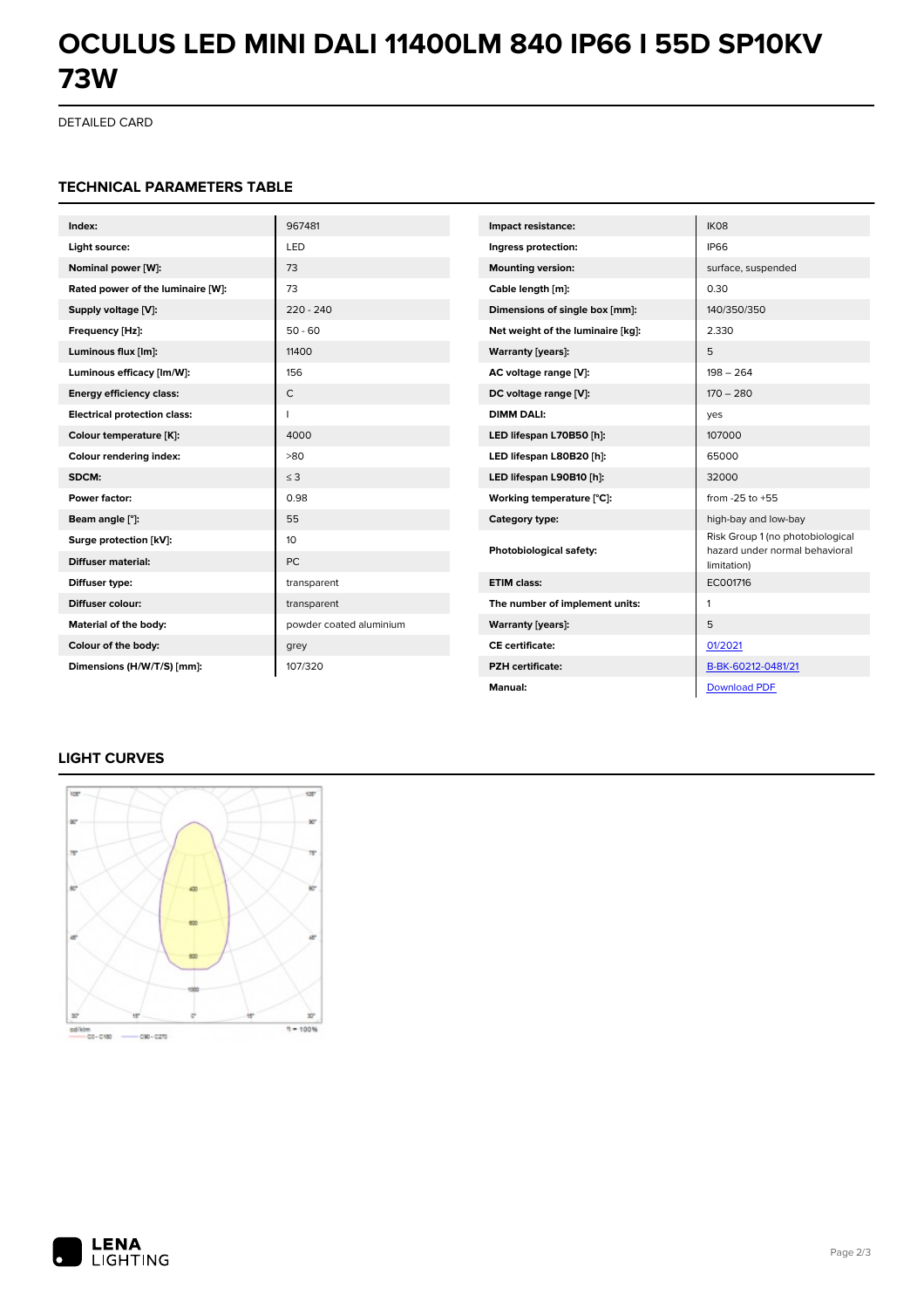# OCULUS LED MINI DALI 11400LM 840 IP66 I 55D SP10KV 73W

DETAILED CARD

## TECHNICAL PARAMETERS TABLE

| | |
|---|---|
| **Index:** | 967481 |
| **Light source:** | LED |
| **Nominal power [W]:** | 73 |
| **Rated power of the luminaire [W]:** | 73 |
| **Supply voltage [V]:** | 220 - 240 |
| **Frequency [Hz]:** | 50 - 60 |
| **Luminous flux [lm]:** | 11400 |
| **Luminous efficacy [lm/W]:** | 156 |
| **Energy efficiency class:** | C |
| **Electrical protection class:** | I |
| **Colour temperature [K]:** | 4000 |
| **Colour rendering index:** | >80 |
| **SDCM:** | ≤ 3 |
| **Power factor:** | 0.98 |
| **Beam angle [°]:** | 55 |
| **Surge protection [kV]:** | 10 |
| **Diffuser material:** | PC |
| **Diffuser type:** | transparent |
| **Diffuser colour:** | transparent |
| **Material of the body:** | powder coated aluminium |
| **Colour of the body:** | grey |
| **Dimensions (H/W/T/S) [mm]:** | 107/320 |

| | |
|---|---|
| **Impact resistance:** | IK08 |
| **Ingress protection:** | IP66 |
| **Mounting version:** | surface, suspended |
| **Cable length [m]:** | 0.30 |
| **Dimensions of single box [mm]:** | 140/350/350 |
| **Net weight of the luminaire [kg]:** | 2.330 |
| **Warranty [years]:** | 5 |
| **AC voltage range [V]:** | 198 – 264 |
| **DC voltage range [V]:** | 170 – 280 |
| **DIMM DALI:** | yes |
| **LED lifespan L70B50 [h]:** | 107000 |
| **LED lifespan L80B20 [h]:** | 65000 |
| **LED lifespan L90B10 [h]:** | 32000 |
| **Working temperature [°C]:** | from -25 to +55 |
| **Category type:** | high-bay and low-bay |
| **Photobiological safety:** | Risk Group 1 (no photobiological hazard under normal behavioral limitation) |
| **ETIM class:** | EC001716 |
| **The number of implement units:** | 1 |
| **Warranty [years]:** | 5 |
| **CE certificate:** | 01/2021 |
| **PZH certificate:** | B-BK-60212-0481/21 |
| **Manual:** | Download PDF |

## LIGHT CURVES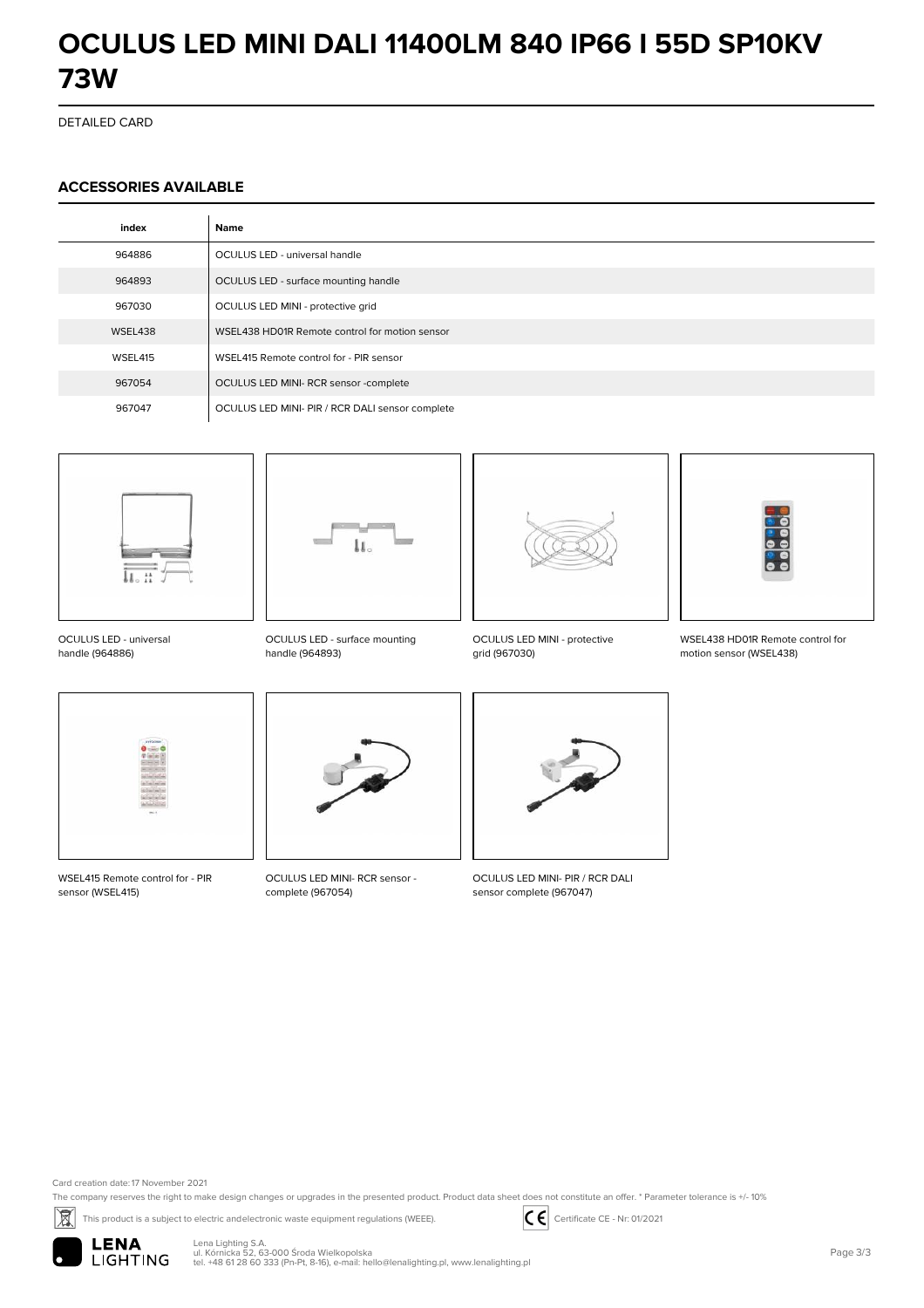# OCULUS LED MINI DALI 11400LM 840 IP66 I 55D SP10KV 73W

DETAILED CARD

## ACCESSORIES AVAILABLE

| index | Name |
|---|---|
| 964886 | OCULUS LED - universal handle |
| 964893 | OCULUS LED - surface mounting handle |
| 967030 | OCULUS LED MINI - protective grid |
| WSEL438 | WSEL438 HD01R Remote control for motion sensor |
| WSEL415 | WSEL415 Remote control for - PIR sensor |
| 967054 | OCULUS LED MINI- RCR sensor -complete |
| 967047 | OCULUS LED MINI- PIR / RCR DALI sensor complete |

OCULUS LED - universal handle (964886)

OCULUS LED - surface mounting handle (964893)

OCULUS LED MINI - protective grid (967030)

WSEL438 HD01R Remote control for motion sensor (WSEL438)

WSEL415 Remote control for - PIR sensor (WSEL415)

OCULUS LED MINI- RCR sensor - complete (967054)

OCULUS LED MINI- PIR / RCR DALI sensor complete (967047)

Card creation date: 17 November 2021

The company reserves the right to make design changes or upgrades in the presented product. Product data sheet does not constitute an offer. * Parameter tolerance is +/- 10%

This product is a subject to electric andelectronic waste equipment regulations (WEEE).

Certificate CE - Nr: 01/2021

Lena Lighting S.A.
ul. Kórnicka 52, 63-000 Środa Wielkopolska
tel. +48 61 28 60 333 (Pn-Pt, 8-16), e-mail: hello@lenalighting.pl, www.lenalighting.pl